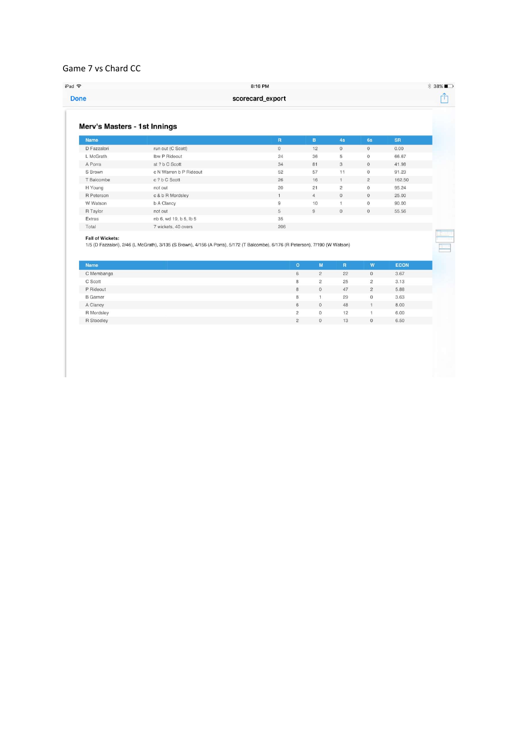Game 7 vs Chard CC

iPad 8:16 PM 38%

Done scorecard_export

## Merv's Masters - 1st Innings

| Name | | R | B | 4s | 6s | SR |
|---|---|---|---|---|---|---|
| D Fazzalori | run out (C Scott) | 0 | 12 | 0 | 0 | 0.00 |
| L McGrath | lbw P Rideout | 24 | 36 | 5 | 0 | 66.67 |
| A Porra | st ? b C Scott | 34 | 81 | 3 | 0 | 41.98 |
| S Brown | c N Warren b P Rideout | 52 | 57 | 11 | 0 | 91.23 |
| T Balcombe | c ? b C Scott | 26 | 16 | 1 | 2 | 162.50 |
| H Young | not out | 20 | 21 | 2 | 0 | 95.24 |
| R Peterson | c & b R Mordsley | 1 | 4 | 0 | 0 | 25.00 |
| W Watson | b A Clancy | 9 | 10 | 1 | 0 | 90.00 |
| R Taylor | not out | 5 | 9 | 0 | 0 | 55.56 |
| Extras | nb 6, wd 19, b 5, lb 5 | 35 | | | | |
| Total | 7 wickets, 40 overs | 206 | | | | |

**Fall of Wickets:**
1/5 (D Fazzalori), 2/46 (L McGrath), 3/135 (S Brown), 4/156 (A Porra), 5/172 (T Balcombe), 6/176 (R Peterson), 7/190 (W Watson)

| Name | O | M | R | W | ECON |
|---|---|---|---|---|---|
| C Membanga | 6 | 2 | 22 | 0 | 3.67 |
| C Scott | 8 | 2 | 25 | 2 | 3.13 |
| P Rideout | 8 | 0 | 47 | 2 | 5.88 |
| B Garner | 8 | 1 | 29 | 0 | 3.63 |
| A Clancy | 6 | 0 | 48 | 1 | 8.00 |
| R Mordsley | 2 | 0 | 12 | 1 | 6.00 |
| R Stoodley | 2 | 0 | 13 | 0 | 6.50 |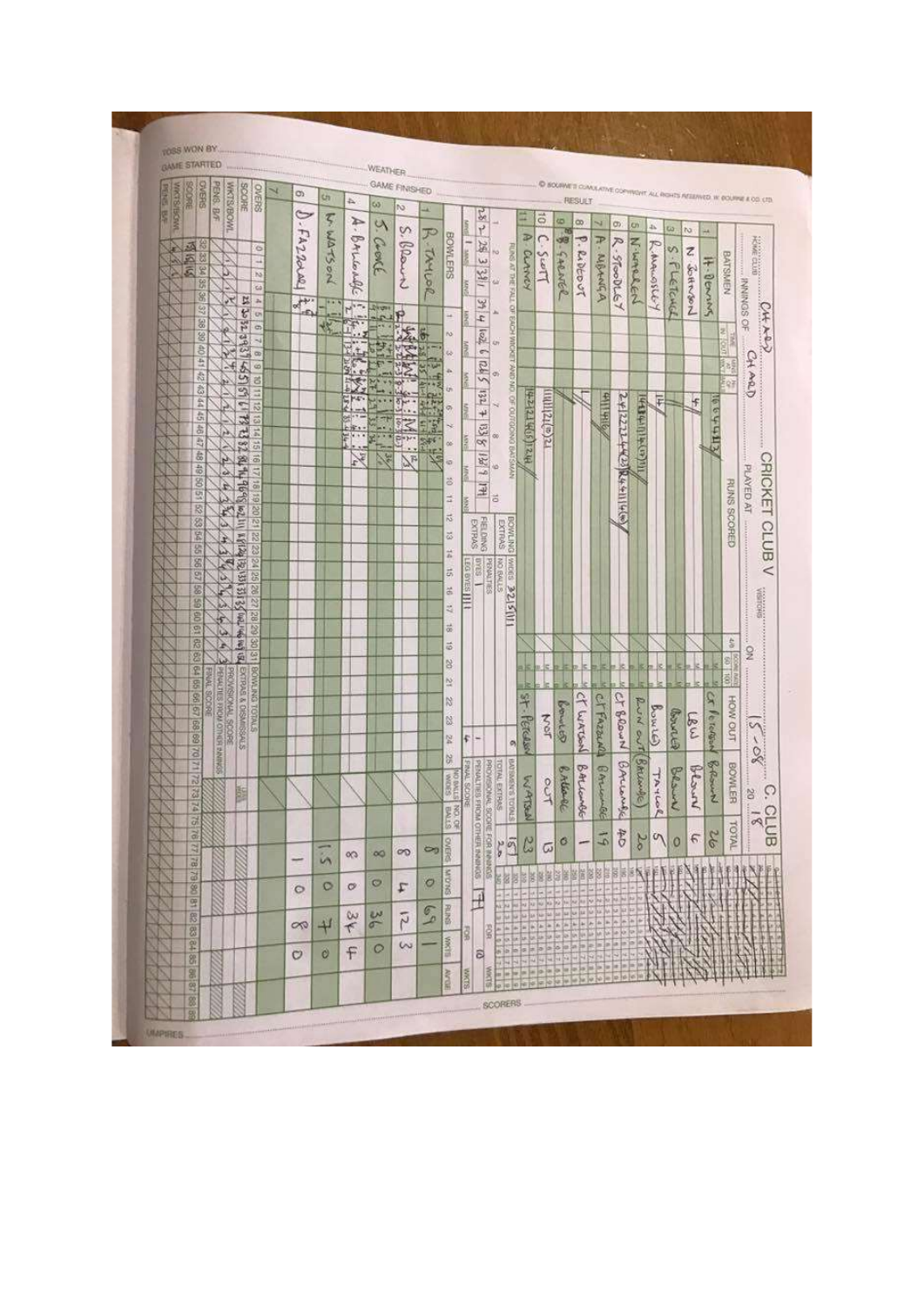CRICKET CLUB V C. CLUB

HOME CLUB: CHARD

INNINGS OF: CHARD

PLAYED AT

ON: 15-08 20 18

TOSS WON BY

GAME STARTED

WEATHER

GAME FINISHED

RESULT

© BOURNE'S CUMULATIVE COPYRIGHT. ALL RIGHTS RESERVED. W. BOURNE & CO. LTD.

| | BATSMEN | RUNS SCORED | HOW OUT | BOWLER | TOTAL |
|---|---|---|---|---|---|
| 1 | H. Denning | 1644113 | CT Peterson | Brown | 26 |
| 2 | N. Johnson | 4 | LBW | Brown | 4 |
| 3 | S. Fletcher | | Bowled | Brown | 0 |
| 4 | R. Manosley | 14 | Bowled | Taylor | 5 |
| 5 | N. Wheeler | 1412411 | Run out (Baldwin) | | 20 |
| 6 | R. Stoodley | | CT Brown | Baldwin | 40 |
| 7 | A. Manga | 4111416 | CT Fazzaa | Baldwin | 19 |
| 8 | P. Pardoe | | CT Watson | Baldwin | 1 |
| 9 | B. Farmer | | Bowled | Baldwin | 0 |
| 10 | C. Scott | 11111211 | Not | Out | 13 |
| 11 | A. Clancy | 1421211 | ST Peterson | Watson | 23 |

| BOWLING EXTRAS | | FIELDING EXTRAS | |
|---|---|---|---|
| WIDES | 2215111 | BYES | 1 |
| NO BALLS | | LEG BYES | 111 |
| PENALTIES | | | |

| | |
|---|---|
| BATSMEN'S TOTALS | 151 |
| TOTAL EXTRAS | 22 |
| PROVISIONAL SCORE FOR INNINGS | 173 |
| FOR (WKTS) | 10 |

FALL AT THE FALL OF EACH WICKET AND NO. OF OUTGOING BATSMAN

| RUNS | 1 | 2 | 3 | 4 | 5 | 6 | 7 | 8 | 9 | 10 |
|---|---|---|---|---|---|---|---|---|---|---|
| | 28 | 28 | 39 | 39 | 102 | 128 | 132 | 133 | 136 | 171 |
| BAT NO. | 2 | 3 | 1 | 4 | 6 | 5 | 7 | 8 | 9 | 11 |

| | BOWLERS | OVERS | MDN'S | RUNS | WKTS |
|---|---|---|---|---|---|
| 1 | R. Taylor | 8 | 0 | 69 | 1 |
| 2 | S. Brown | 8 | 4 | 12 | 3 |
| 3 | S. Cook | 8 | 0 | 36 | 0 |
| 4 | A. Baldwin | 8 | 0 | 34 | 4 |
| 5 | W. Watson | 1.5 | 0 | 7 | 0 |
| 6 | D. Fazzaa | 1 | 0 | 8 | 0 |

SCORERS

UMPIRES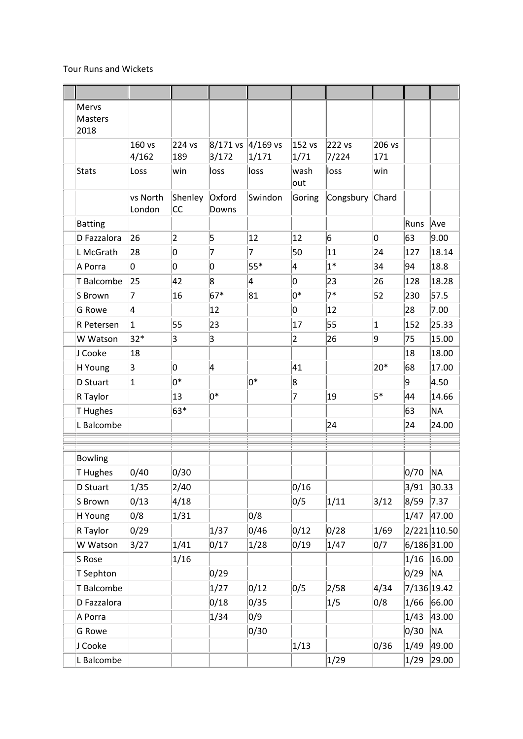Tour Runs and Wickets

| | | | | | | | | | |
|---|---|---|---|---|---|---|---|---|---|
| Mervs Masters 2018 | | | | | | | | | |
| | 160 vs 4/162 | 224 vs 189 | 8/171 vs 3/172 | 4/169 vs 1/171 | 152 vs 1/71 | 222 vs 7/224 | 206 vs 171 | | |
| Stats | Loss | win | loss | loss | wash out | loss | win | | |
| | vs North London | Shenley CC | Oxford Downs | Swindon | Goring | Congsbury | Chard | | |
| Batting | | | | | | | | Runs | Ave |
| D Fazzalora | 26 | 2 | 5 | 12 | 12 | 6 | 0 | 63 | 9.00 |
| L McGrath | 28 | 0 | 7 | 7 | 50 | 11 | 24 | 127 | 18.14 |
| A Porra | 0 | 0 | 0 | 55* | 4 | 1* | 34 | 94 | 18.8 |
| T Balcombe | 25 | 42 | 8 | 4 | 0 | 23 | 26 | 128 | 18.28 |
| S Brown | 7 | 16 | 67* | 81 | 0* | 7* | 52 | 230 | 57.5 |
| G Rowe | 4 | | 12 | | 0 | 12 | | 28 | 7.00 |
| R Petersen | 1 | 55 | 23 | | 17 | 55 | 1 | 152 | 25.33 |
| W Watson | 32* | 3 | 3 | | 2 | 26 | 9 | 75 | 15.00 |
| J Cooke | 18 | | | | | | | 18 | 18.00 |
| H Young | 3 | 0 | 4 | | 41 | | 20* | 68 | 17.00 |
| D Stuart | 1 | 0* | | 0* | 8 | | | 9 | 4.50 |
| R Taylor | | 13 | 0* | | 7 | 19 | 5* | 44 | 14.66 |
| T Hughes | | 63* | | | | | | 63 | NA |
| L Balcombe | | | | | | 24 | | 24 | 24.00 |
| | | | | | | | | | |
| Bowling | | | | | | | | | |
| T Hughes | 0/40 | 0/30 | | | | | | 0/70 | NA |
| D Stuart | 1/35 | 2/40 | | | 0/16 | | | 3/91 | 30.33 |
| S Brown | 0/13 | 4/18 | | | 0/5 | 1/11 | 3/12 | 8/59 | 7.37 |
| H Young | 0/8 | 1/31 | | 0/8 | | | | 1/47 | 47.00 |
| R Taylor | 0/29 | | 1/37 | 0/46 | 0/12 | 0/28 | 1/69 | 2/221 | 110.50 |
| W Watson | 3/27 | 1/41 | 0/17 | 1/28 | 0/19 | 1/47 | 0/7 | 6/186 | 31.00 |
| S Rose | | 1/16 | | | | | | 1/16 | 16.00 |
| T Sephton | | | 0/29 | | | | | 0/29 | NA |
| T Balcombe | | | 1/27 | 0/12 | 0/5 | 2/58 | 4/34 | 7/136 | 19.42 |
| D Fazzalora | | | 0/18 | 0/35 | | 1/5 | 0/8 | 1/66 | 66.00 |
| A Porra | | | 1/34 | 0/9 | | | | 1/43 | 43.00 |
| G Rowe | | | | 0/30 | | | | 0/30 | NA |
| J Cooke | | | | | 1/13 | | 0/36 | 1/49 | 49.00 |
| L Balcombe | | | | | | 1/29 | | 1/29 | 29.00 |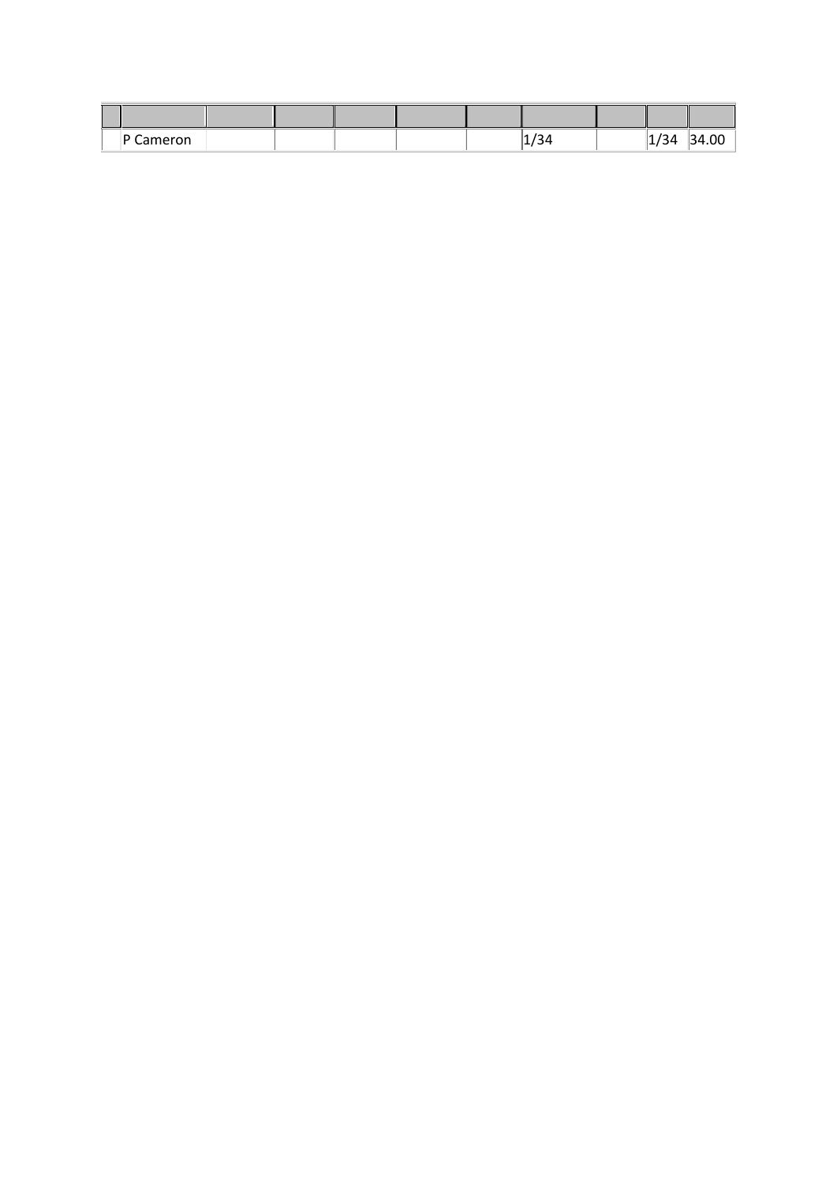| | | | | | | | | | | |
|---|---|---|---|---|---|---|---|---|---|---|
| | P Cameron | | | | | | 1/34 | | 1/34 | 34.00 |